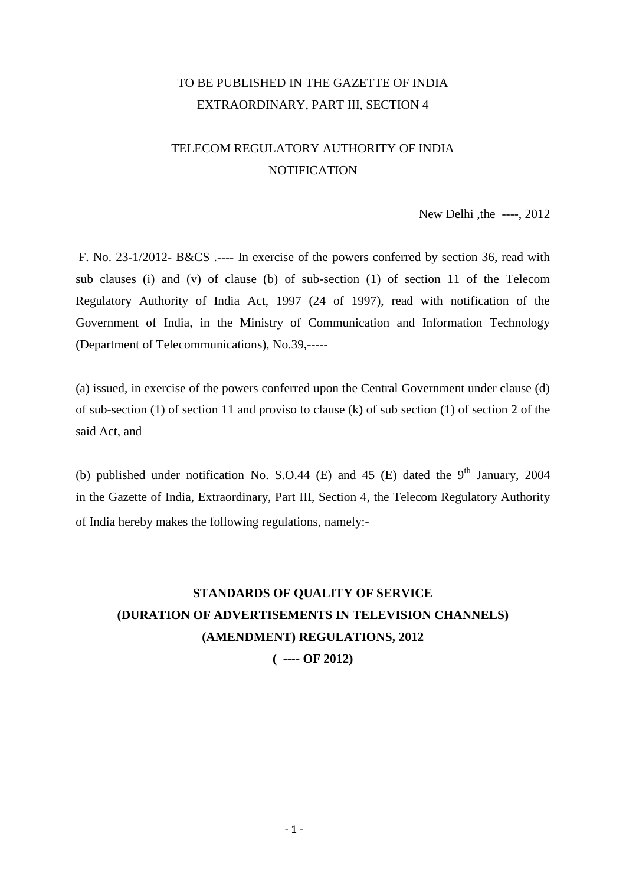TO BE PUBLISHED IN THE GAZETTE OF INDIA
EXTRAORDINARY, PART III, SECTION 4

TELECOM REGULATORY AUTHORITY OF INDIA
NOTIFICATION

New Delhi ,the ----, 2012

F. No. 23-1/2012- B&CS .---- In exercise of the powers conferred by section 36, read with sub clauses (i) and (v) of clause (b) of sub-section (1) of section 11 of the Telecom Regulatory Authority of India Act, 1997 (24 of 1997), read with notification of the Government of India, in the Ministry of Communication and Information Technology (Department of Telecommunications), No.39,-----

(a) issued, in exercise of the powers conferred upon the Central Government under clause (d) of sub-section (1) of section 11 and proviso to clause (k) of sub section (1) of section 2 of the said Act, and

(b) published under notification No. S.O.44 (E) and 45 (E) dated the 9th January, 2004 in the Gazette of India, Extraordinary, Part III, Section 4, the Telecom Regulatory Authority of India hereby makes the following regulations, namely:-

**STANDARDS OF QUALITY OF SERVICE**
**(DURATION OF ADVERTISEMENTS IN TELEVISION CHANNELS)**
**(AMENDMENT) REGULATIONS, 2012**
**( ---- OF 2012)**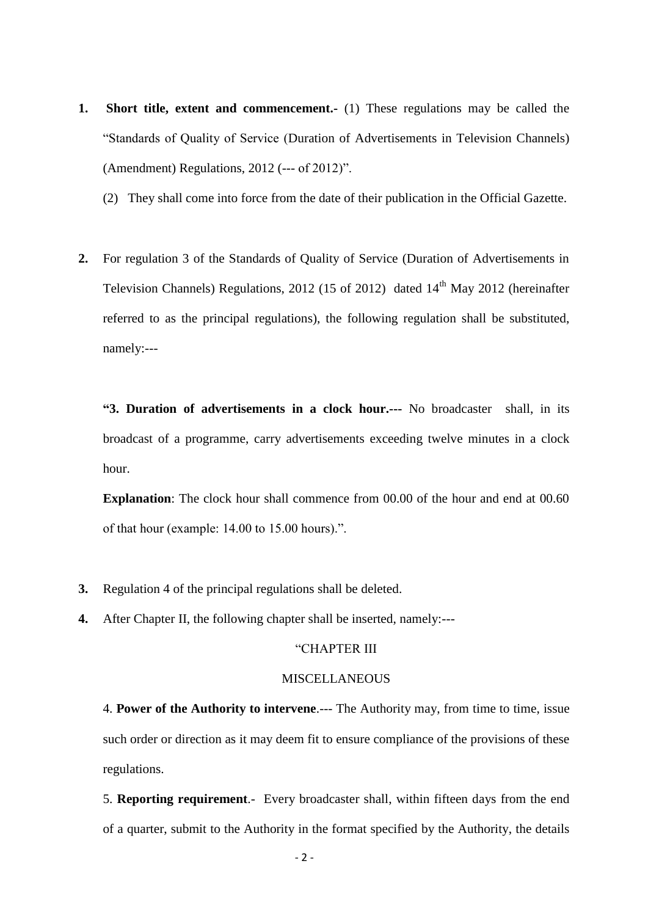**1.** **Short title, extent and commencement.-** (1) These regulations may be called the "Standards of Quality of Service (Duration of Advertisements in Television Channels) (Amendment) Regulations, 2012 (--- of 2012)".

(2) They shall come into force from the date of their publication in the Official Gazette.

**2.** For regulation 3 of the Standards of Quality of Service (Duration of Advertisements in Television Channels) Regulations, 2012 (15 of 2012) dated 14th May 2012 (hereinafter referred to as the principal regulations), the following regulation shall be substituted, namely:---

**"3. Duration of advertisements in a clock hour.---** No broadcaster shall, in its broadcast of a programme, carry advertisements exceeding twelve minutes in a clock hour.

**Explanation**: The clock hour shall commence from 00.00 of the hour and end at 00.60 of that hour (example: 14.00 to 15.00 hours).".

**3.** Regulation 4 of the principal regulations shall be deleted.

**4.** After Chapter II, the following chapter shall be inserted, namely:---

"CHAPTER III

MISCELLANEOUS

4. **Power of the Authority to intervene**.--- The Authority may, from time to time, issue such order or direction as it may deem fit to ensure compliance of the provisions of these regulations.

5. **Reporting requirement**.- Every broadcaster shall, within fifteen days from the end of a quarter, submit to the Authority in the format specified by the Authority, the details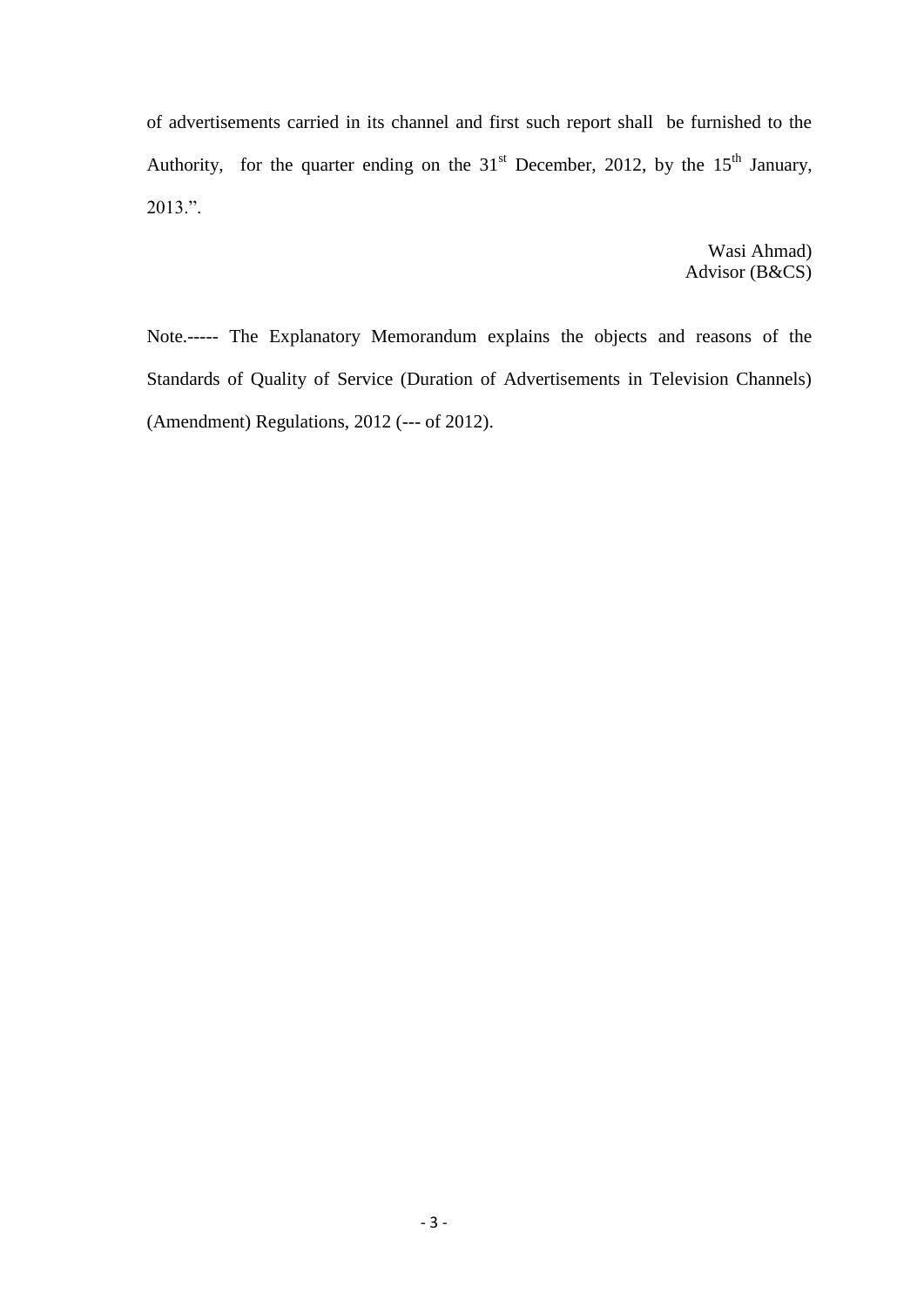of advertisements carried in its channel and first such report shall be furnished to the Authority, for the quarter ending on the 31st December, 2012, by the 15th January, 2013.".

Wasi Ahmad)
Advisor (B&CS)

Note.----- The Explanatory Memorandum explains the objects and reasons of the Standards of Quality of Service (Duration of Advertisements in Television Channels) (Amendment) Regulations, 2012 (--- of 2012).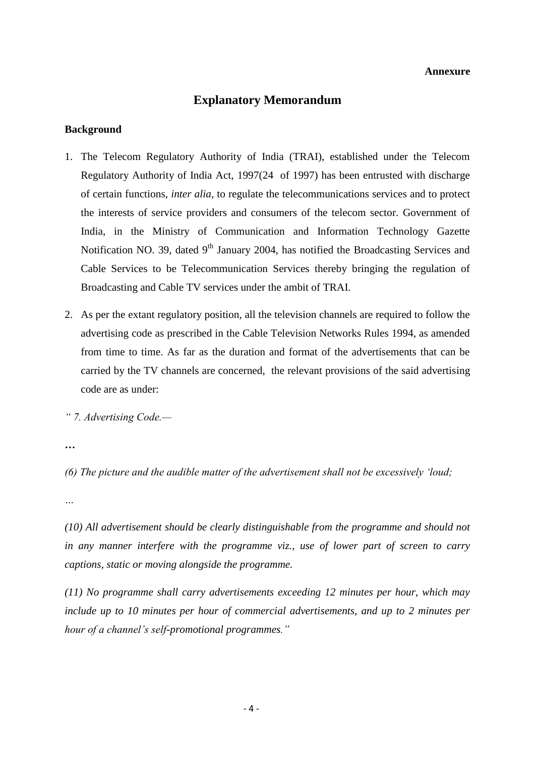**Annexure**

# Explanatory Memorandum

**Background**

1. The Telecom Regulatory Authority of India (TRAI), established under the Telecom Regulatory Authority of India Act, 1997(24 of 1997) has been entrusted with discharge of certain functions, *inter alia*, to regulate the telecommunications services and to protect the interests of service providers and consumers of the telecom sector. Government of India, in the Ministry of Communication and Information Technology Gazette Notification NO. 39, dated 9th January 2004, has notified the Broadcasting Services and Cable Services to be Telecommunication Services thereby bringing the regulation of Broadcasting and Cable TV services under the ambit of TRAI.

2. As per the extant regulatory position, all the television channels are required to follow the advertising code as prescribed in the Cable Television Networks Rules 1994, as amended from time to time. As far as the duration and format of the advertisements that can be carried by the TV channels are concerned, the relevant provisions of the said advertising code are as under:

*" 7. Advertising Code.—*

…

*(6) The picture and the audible matter of the advertisement shall not be excessively 'loud;*

*…*

*(10) All advertisement should be clearly distinguishable from the programme and should not in any manner interfere with the programme viz., use of lower part of screen to carry captions, static or moving alongside the programme.*

*(11) No programme shall carry advertisements exceeding 12 minutes per hour, which may include up to 10 minutes per hour of commercial advertisements, and up to 2 minutes per hour of a channel's self-promotional programmes."*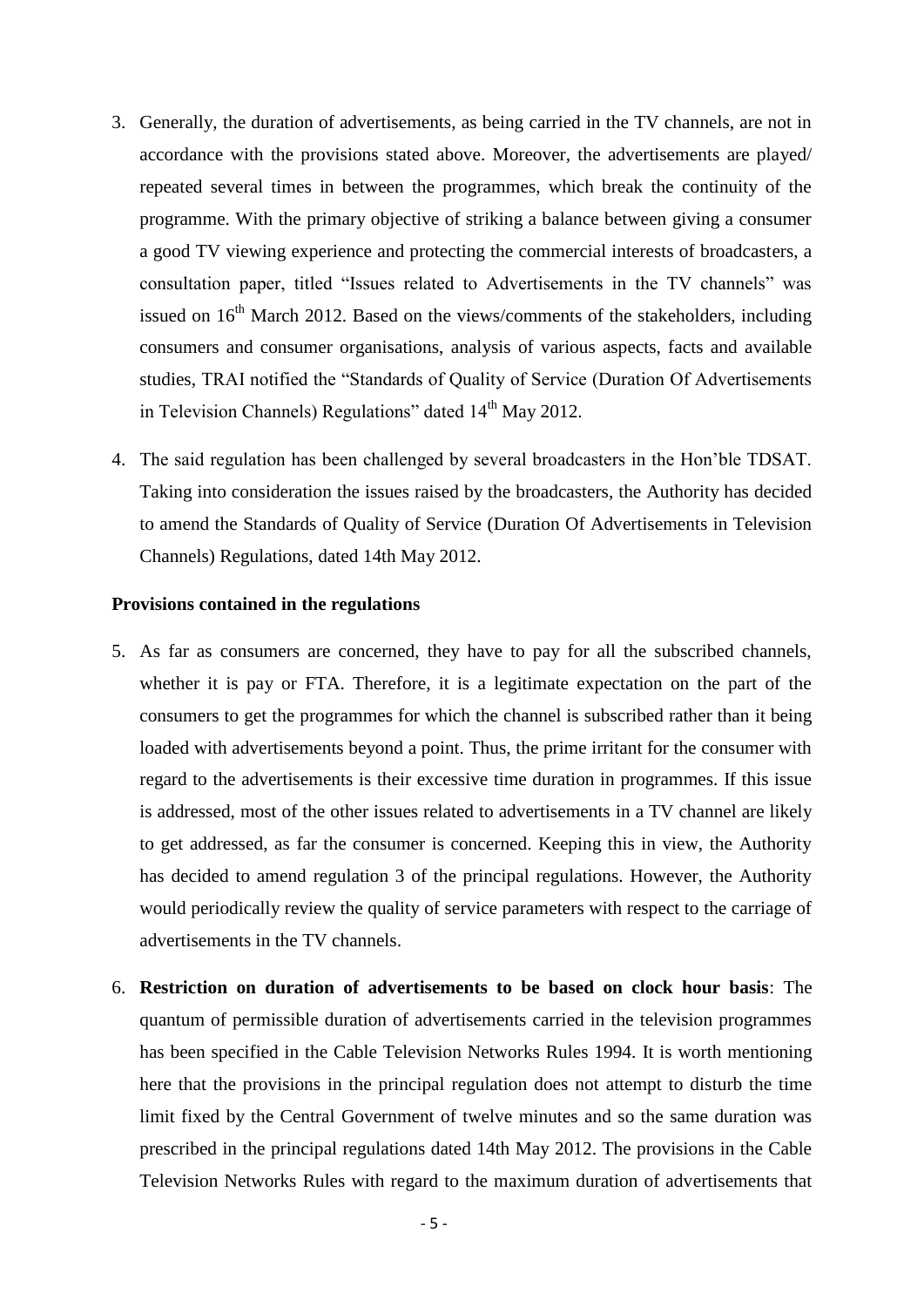3. Generally, the duration of advertisements, as being carried in the TV channels, are not in accordance with the provisions stated above. Moreover, the advertisements are played/ repeated several times in between the programmes, which break the continuity of the programme. With the primary objective of striking a balance between giving a consumer a good TV viewing experience and protecting the commercial interests of broadcasters, a consultation paper, titled "Issues related to Advertisements in the TV channels" was issued on 16th March 2012. Based on the views/comments of the stakeholders, including consumers and consumer organisations, analysis of various aspects, facts and available studies, TRAI notified the "Standards of Quality of Service (Duration Of Advertisements in Television Channels) Regulations" dated 14th May 2012.

4. The said regulation has been challenged by several broadcasters in the Hon'ble TDSAT. Taking into consideration the issues raised by the broadcasters, the Authority has decided to amend the Standards of Quality of Service (Duration Of Advertisements in Television Channels) Regulations, dated 14th May 2012.

**Provisions contained in the regulations**

5. As far as consumers are concerned, they have to pay for all the subscribed channels, whether it is pay or FTA. Therefore, it is a legitimate expectation on the part of the consumers to get the programmes for which the channel is subscribed rather than it being loaded with advertisements beyond a point. Thus, the prime irritant for the consumer with regard to the advertisements is their excessive time duration in programmes. If this issue is addressed, most of the other issues related to advertisements in a TV channel are likely to get addressed, as far the consumer is concerned. Keeping this in view, the Authority has decided to amend regulation 3 of the principal regulations. However, the Authority would periodically review the quality of service parameters with respect to the carriage of advertisements in the TV channels.

6. **Restriction on duration of advertisements to be based on clock hour basis**: The quantum of permissible duration of advertisements carried in the television programmes has been specified in the Cable Television Networks Rules 1994. It is worth mentioning here that the provisions in the principal regulation does not attempt to disturb the time limit fixed by the Central Government of twelve minutes and so the same duration was prescribed in the principal regulations dated 14th May 2012. The provisions in the Cable Television Networks Rules with regard to the maximum duration of advertisements that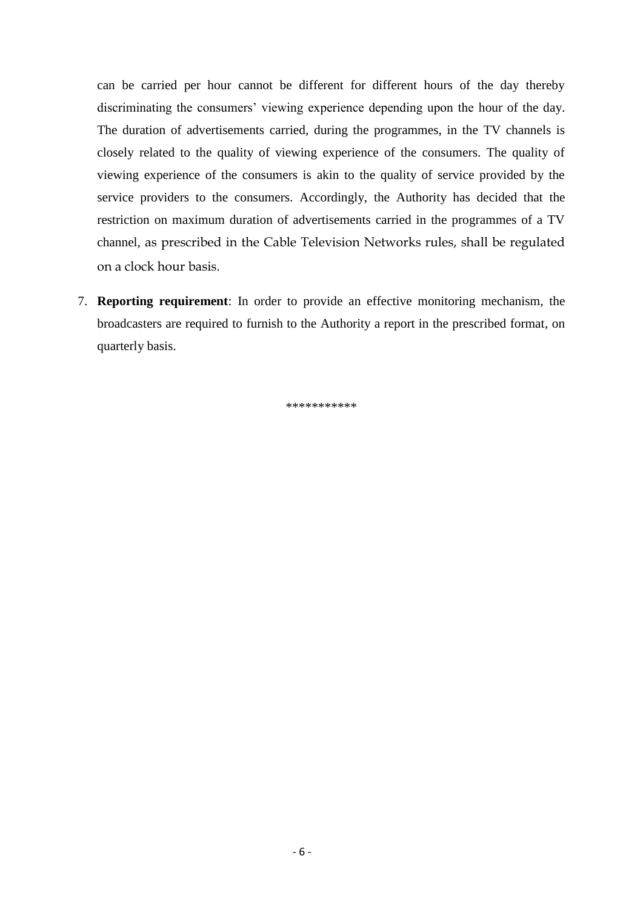can be carried per hour cannot be different for different hours of the day thereby discriminating the consumers' viewing experience depending upon the hour of the day. The duration of advertisements carried, during the programmes, in the TV channels is closely related to the quality of viewing experience of the consumers. The quality of viewing experience of the consumers is akin to the quality of service provided by the service providers to the consumers. Accordingly, the Authority has decided that the restriction on maximum duration of advertisements carried in the programmes of a TV channel, as prescribed in the Cable Television Networks rules, shall be regulated on a clock hour basis.

7. **Reporting requirement**: In order to provide an effective monitoring mechanism, the broadcasters are required to furnish to the Authority a report in the prescribed format, on quarterly basis.

***********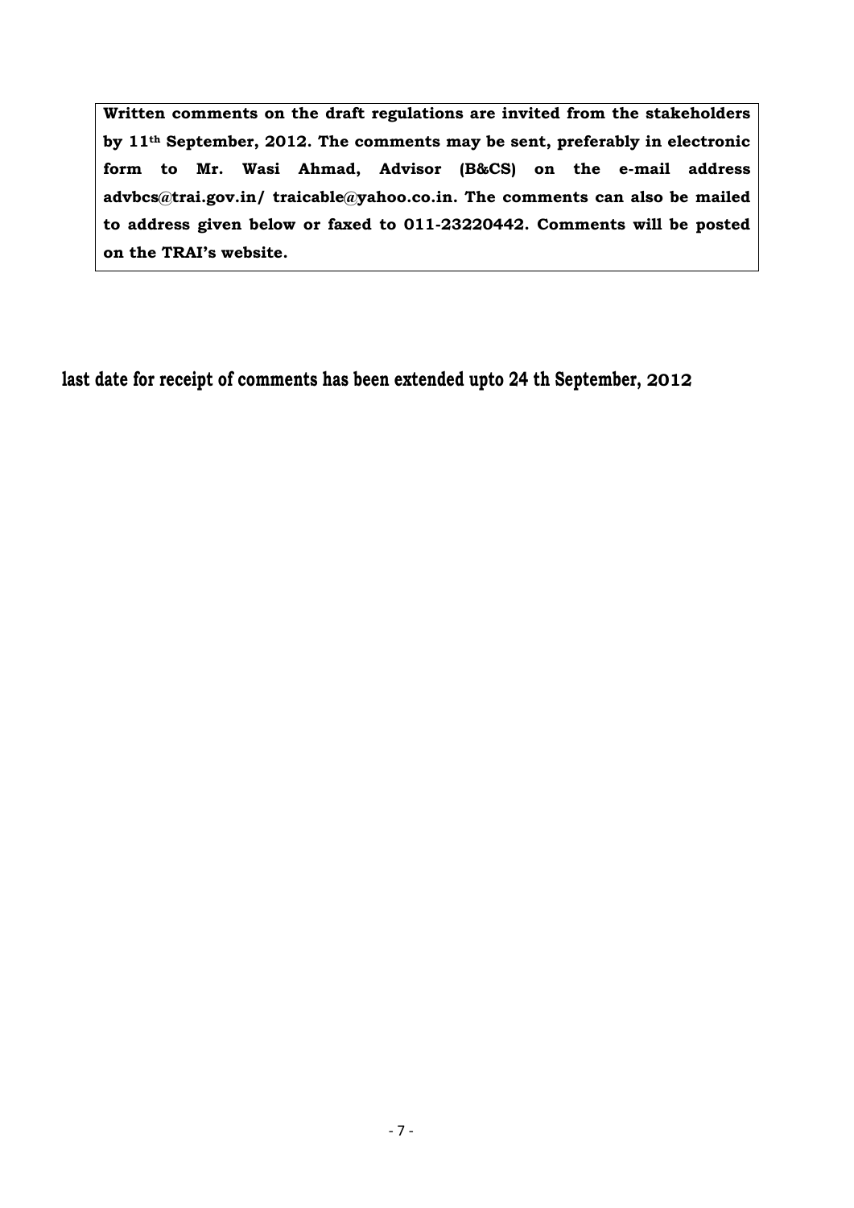**Written comments on the draft regulations are invited from the stakeholders by 11th September, 2012. The comments may be sent, preferably in electronic form to Mr. Wasi Ahmad, Advisor (B&CS) on the e-mail address advbcs@trai.gov.in/ traicable@yahoo.co.in. The comments can also be mailed to address given below or faxed to 011-23220442. Comments will be posted on the TRAI's website.**

**last date for receipt of comments has been extended upto 24 th September, 2012**